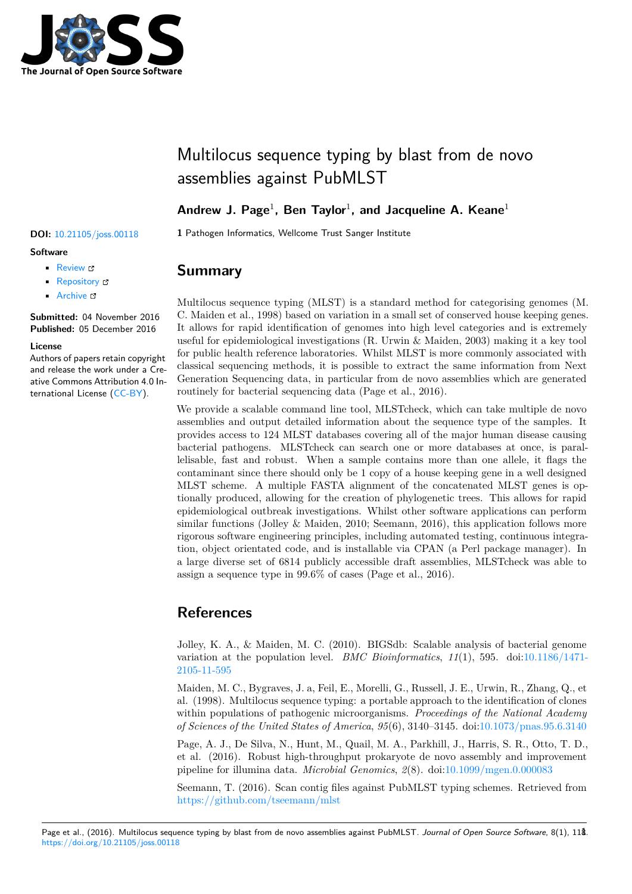# Multilocus sequence typing by blast from de novo assemblies against PubMLST

**Andrew J. Page**[1], **Ben Taylor**[1], **and Jacqueline A. Keane**[1]

**1** Pathogen Informatics, Wellcome Trust Sanger Institute

**DOI:** 10.21105/joss.00118

**Software**

- Review
- Repository
- Archive

**Submitted:** 04 November 2016
**Published:** 05 December 2016

**License**
Authors of papers retain copyright and release the work under a Creative Commons Attribution 4.0 International License (CC-BY).

## Summary

Multilocus sequence typing (MLST) is a standard method for categorising genomes (M. C. Maiden et al., 1998) based on variation in a small set of conserved house keeping genes. It allows for rapid identification of genomes into high level categories and is extremely useful for epidemiological investigations (R. Urwin & Maiden, 2003) making it a key tool for public health reference laboratories. Whilst MLST is more commonly associated with classical sequencing methods, it is possible to extract the same information from Next Generation Sequencing data, in particular from de novo assemblies which are generated routinely for bacterial sequencing data (Page et al., 2016).

We provide a scalable command line tool, MLSTcheck, which can take multiple de novo assemblies and output detailed information about the sequence type of the samples. It provides access to 124 MLST databases covering all of the major human disease causing bacterial pathogens. MLSTcheck can search one or more databases at once, is parallelisable, fast and robust. When a sample contains more than one allele, it flags the contaminant since there should only be 1 copy of a house keeping gene in a well designed MLST scheme. A multiple FASTA alignment of the concatenated MLST genes is optionally produced, allowing for the creation of phylogenetic trees. This allows for rapid epidemiological outbreak investigations. Whilst other software applications can perform similar functions (Jolley & Maiden, 2010; Seemann, 2016), this application follows more rigorous software engineering principles, including automated testing, continuous integration, object orientated code, and is installable via CPAN (a Perl package manager). In a large diverse set of 6814 publicly accessible draft assemblies, MLSTcheck was able to assign a sequence type in 99.6% of cases (Page et al., 2016).

## References

Jolley, K. A., & Maiden, M. C. (2010). BIGSdb: Scalable analysis of bacterial genome variation at the population level. *BMC Bioinformatics*, *11*(1), 595. doi:10.1186/1471-2105-11-595

Maiden, M. C., Bygraves, J. a, Feil, E., Morelli, G., Russell, J. E., Urwin, R., Zhang, Q., et al. (1998). Multilocus sequence typing: a portable approach to the identification of clones within populations of pathogenic microorganisms. *Proceedings of the National Academy of Sciences of the United States of America*, *95*(6), 3140–3145. doi:10.1073/pnas.95.6.3140

Page, A. J., De Silva, N., Hunt, M., Quail, M. A., Parkhill, J., Harris, S. R., Otto, T. D., et al. (2016). Robust high-throughput prokaryote de novo assembly and improvement pipeline for illumina data. *Microbial Genomics*, *2*(8). doi:10.1099/mgen.0.000083

Seemann, T. (2016). Scan contig files against PubMLST typing schemes. Retrieved from https://github.com/tseemann/mlst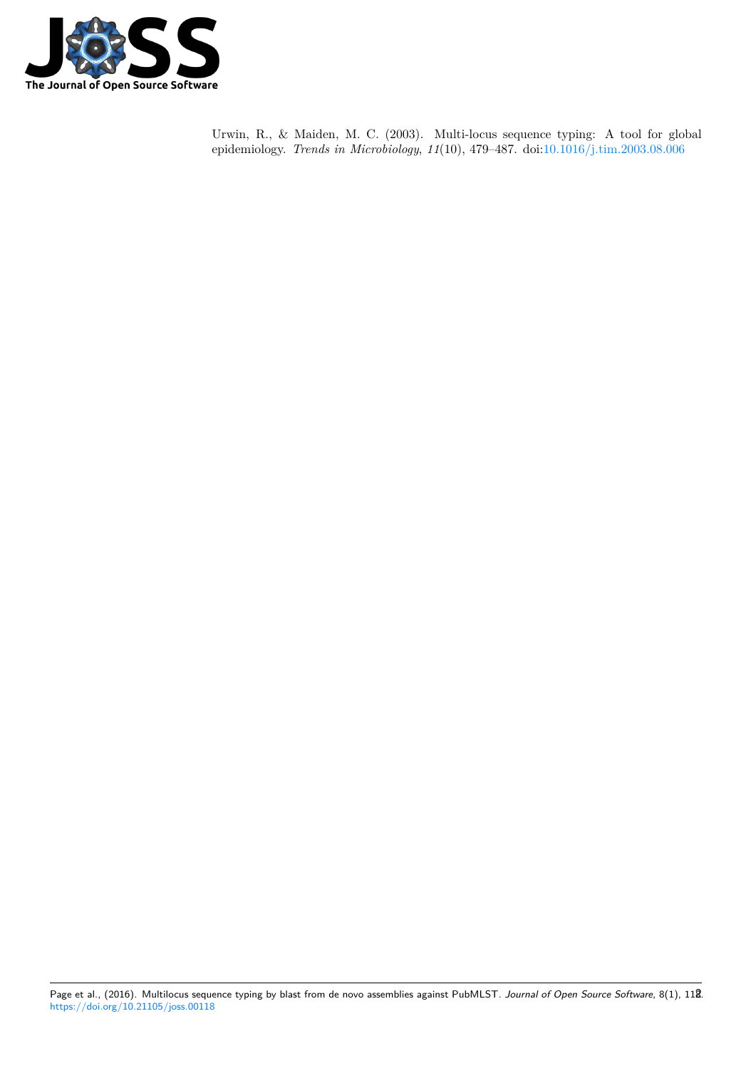Urwin, R., & Maiden, M. C. (2003). Multi-locus sequence typing: A tool for global epidemiology. *Trends in Microbiology*, *11*(10), 479–487. doi:10.1016/j.tim.2003.08.006